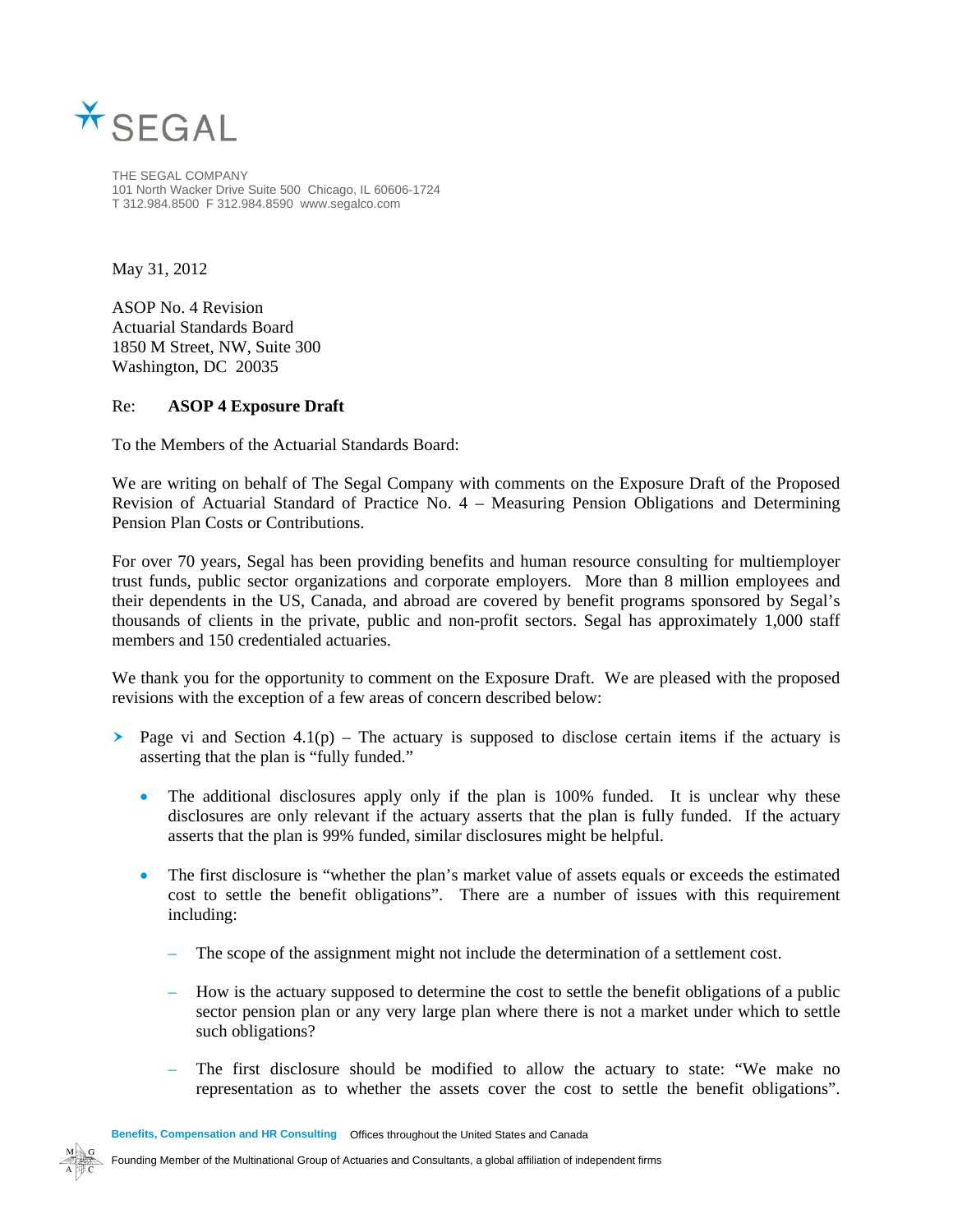SEGAL

THE SEGAL COMPANY
101 North Wacker Drive Suite 500 Chicago, IL 60606-1724
T 312.984.8500 F 312.984.8590 www.segalco.com

May 31, 2012

ASOP No. 4 Revision
Actuarial Standards Board
1850 M Street, NW, Suite 300
Washington, DC 20035

Re: **ASOP 4 Exposure Draft**

To the Members of the Actuarial Standards Board:

We are writing on behalf of The Segal Company with comments on the Exposure Draft of the Proposed Revision of Actuarial Standard of Practice No. 4 – Measuring Pension Obligations and Determining Pension Plan Costs or Contributions.

For over 70 years, Segal has been providing benefits and human resource consulting for multiemployer trust funds, public sector organizations and corporate employers. More than 8 million employees and their dependents in the US, Canada, and abroad are covered by benefit programs sponsored by Segal's thousands of clients in the private, public and non-profit sectors. Segal has approximately 1,000 staff members and 150 credentialed actuaries.

We thank you for the opportunity to comment on the Exposure Draft. We are pleased with the proposed revisions with the exception of a few areas of concern described below:

- Page vi and Section 4.1(p) – The actuary is supposed to disclose certain items if the actuary is asserting that the plan is "fully funded."
  - The additional disclosures apply only if the plan is 100% funded. It is unclear why these disclosures are only relevant if the actuary asserts that the plan is fully funded. If the actuary asserts that the plan is 99% funded, similar disclosures might be helpful.
  - The first disclosure is "whether the plan's market value of assets equals or exceeds the estimated cost to settle the benefit obligations". There are a number of issues with this requirement including:
    - The scope of the assignment might not include the determination of a settlement cost.
    - How is the actuary supposed to determine the cost to settle the benefit obligations of a public sector pension plan or any very large plan where there is not a market under which to settle such obligations?
    - The first disclosure should be modified to allow the actuary to state: "We make no representation as to whether the assets cover the cost to settle the benefit obligations".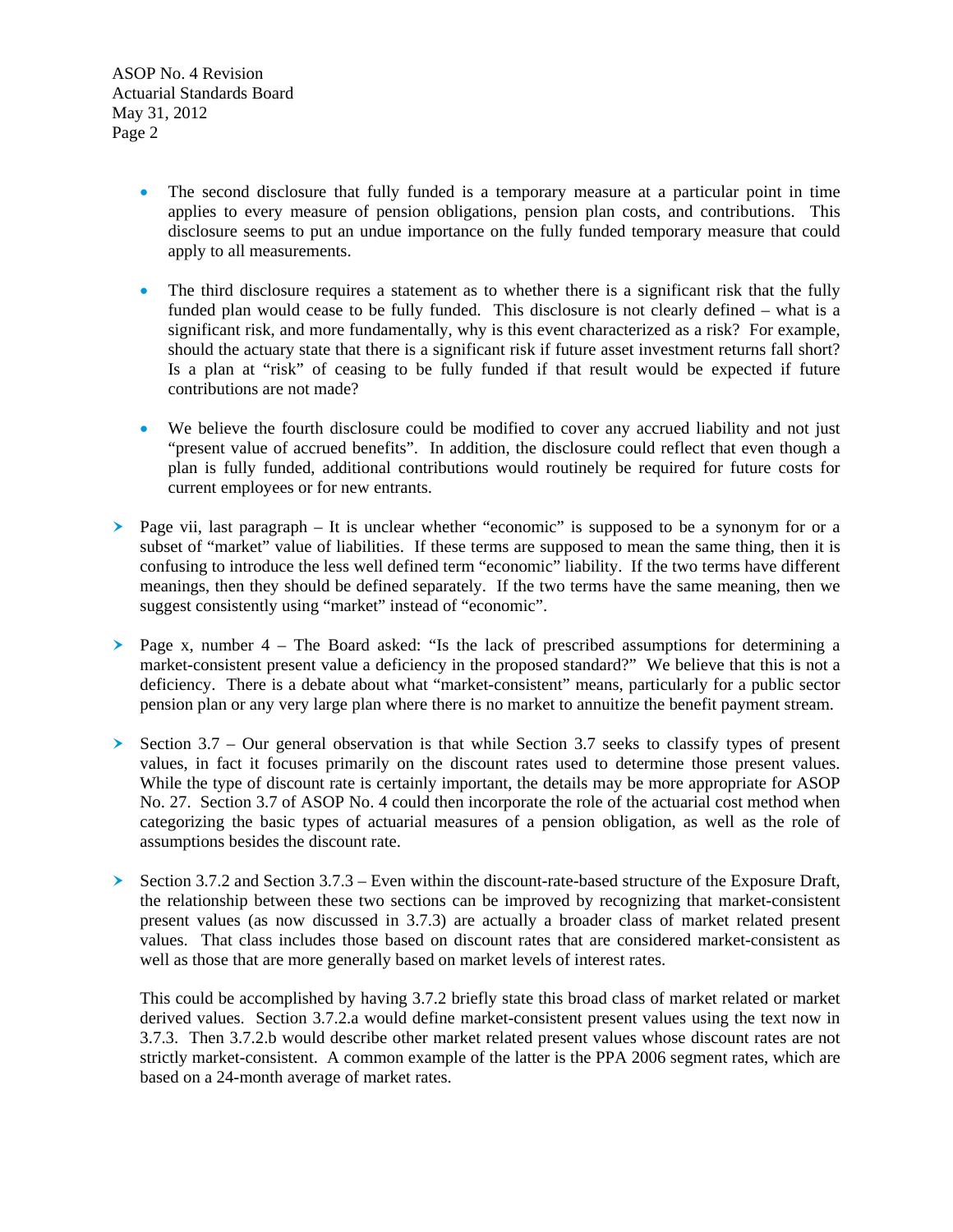- The second disclosure that fully funded is a temporary measure at a particular point in time applies to every measure of pension obligations, pension plan costs, and contributions. This disclosure seems to put an undue importance on the fully funded temporary measure that could apply to all measurements.

- The third disclosure requires a statement as to whether there is a significant risk that the fully funded plan would cease to be fully funded. This disclosure is not clearly defined – what is a significant risk, and more fundamentally, why is this event characterized as a risk? For example, should the actuary state that there is a significant risk if future asset investment returns fall short? Is a plan at "risk" of ceasing to be fully funded if that result would be expected if future contributions are not made?

- We believe the fourth disclosure could be modified to cover any accrued liability and not just "present value of accrued benefits". In addition, the disclosure could reflect that even though a plan is fully funded, additional contributions would routinely be required for future costs for current employees or for new entrants.

- Page vii, last paragraph – It is unclear whether "economic" is supposed to be a synonym for or a subset of "market" value of liabilities. If these terms are supposed to mean the same thing, then it is confusing to introduce the less well defined term "economic" liability. If the two terms have different meanings, then they should be defined separately. If the two terms have the same meaning, then we suggest consistently using "market" instead of "economic".

- Page x, number 4 – The Board asked: "Is the lack of prescribed assumptions for determining a market-consistent present value a deficiency in the proposed standard?" We believe that this is not a deficiency. There is a debate about what "market-consistent" means, particularly for a public sector pension plan or any very large plan where there is no market to annuitize the benefit payment stream.

- Section 3.7 – Our general observation is that while Section 3.7 seeks to classify types of present values, in fact it focuses primarily on the discount rates used to determine those present values. While the type of discount rate is certainly important, the details may be more appropriate for ASOP No. 27. Section 3.7 of ASOP No. 4 could then incorporate the role of the actuarial cost method when categorizing the basic types of actuarial measures of a pension obligation, as well as the role of assumptions besides the discount rate.

- Section 3.7.2 and Section 3.7.3 – Even within the discount-rate-based structure of the Exposure Draft, the relationship between these two sections can be improved by recognizing that market-consistent present values (as now discussed in 3.7.3) are actually a broader class of market related present values. That class includes those based on discount rates that are considered market-consistent as well as those that are more generally based on market levels of interest rates.

  This could be accomplished by having 3.7.2 briefly state this broad class of market related or market derived values. Section 3.7.2.a would define market-consistent present values using the text now in 3.7.3. Then 3.7.2.b would describe other market related present values whose discount rates are not strictly market-consistent. A common example of the latter is the PPA 2006 segment rates, which are based on a 24-month average of market rates.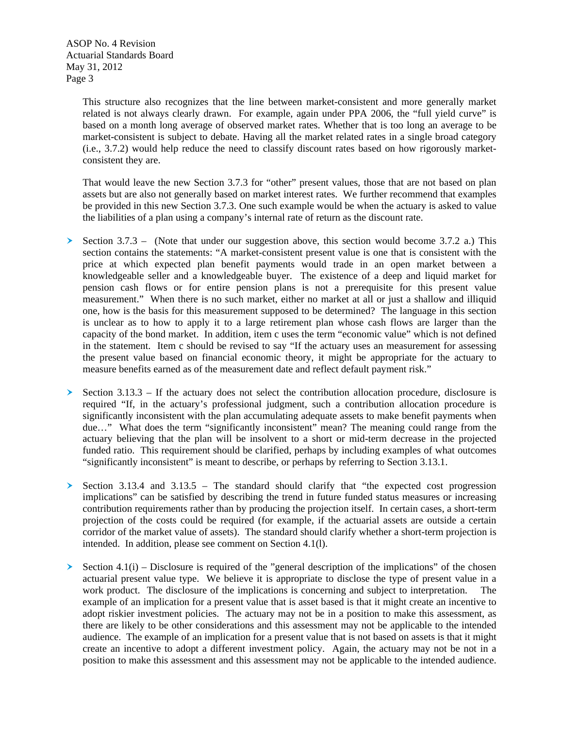This structure also recognizes that the line between market-consistent and more generally market related is not always clearly drawn. For example, again under PPA 2006, the "full yield curve" is based on a month long average of observed market rates. Whether that is too long an average to be market-consistent is subject to debate. Having all the market related rates in a single broad category (i.e., 3.7.2) would help reduce the need to classify discount rates based on how rigorously market-consistent they are.

That would leave the new Section 3.7.3 for "other" present values, those that are not based on plan assets but are also not generally based on market interest rates. We further recommend that examples be provided in this new Section 3.7.3. One such example would be when the actuary is asked to value the liabilities of a plan using a company's internal rate of return as the discount rate.

- Section 3.7.3 – (Note that under our suggestion above, this section would become 3.7.2 a.) This section contains the statements: "A market-consistent present value is one that is consistent with the price at which expected plan benefit payments would trade in an open market between a knowledgeable seller and a knowledgeable buyer. The existence of a deep and liquid market for pension cash flows or for entire pension plans is not a prerequisite for this present value measurement." When there is no such market, either no market at all or just a shallow and illiquid one, how is the basis for this measurement supposed to be determined? The language in this section is unclear as to how to apply it to a large retirement plan whose cash flows are larger than the capacity of the bond market. In addition, item c uses the term "economic value" which is not defined in the statement. Item c should be revised to say "If the actuary uses an measurement for assessing the present value based on financial economic theory, it might be appropriate for the actuary to measure benefits earned as of the measurement date and reflect default payment risk."

- Section 3.13.3 – If the actuary does not select the contribution allocation procedure, disclosure is required "If, in the actuary's professional judgment, such a contribution allocation procedure is significantly inconsistent with the plan accumulating adequate assets to make benefit payments when due…" What does the term "significantly inconsistent" mean? The meaning could range from the actuary believing that the plan will be insolvent to a short or mid-term decrease in the projected funded ratio. This requirement should be clarified, perhaps by including examples of what outcomes "significantly inconsistent" is meant to describe, or perhaps by referring to Section 3.13.1.

- Section 3.13.4 and 3.13.5 – The standard should clarify that "the expected cost progression implications" can be satisfied by describing the trend in future funded status measures or increasing contribution requirements rather than by producing the projection itself. In certain cases, a short-term projection of the costs could be required (for example, if the actuarial assets are outside a certain corridor of the market value of assets). The standard should clarify whether a short-term projection is intended. In addition, please see comment on Section 4.1(l).

- Section 4.1(i) – Disclosure is required of the "general description of the implications" of the chosen actuarial present value type. We believe it is appropriate to disclose the type of present value in a work product. The disclosure of the implications is concerning and subject to interpretation. The example of an implication for a present value that is asset based is that it might create an incentive to adopt riskier investment policies. The actuary may not be in a position to make this assessment, as there are likely to be other considerations and this assessment may not be applicable to the intended audience. The example of an implication for a present value that is not based on assets is that it might create an incentive to adopt a different investment policy. Again, the actuary may not be not in a position to make this assessment and this assessment may not be applicable to the intended audience.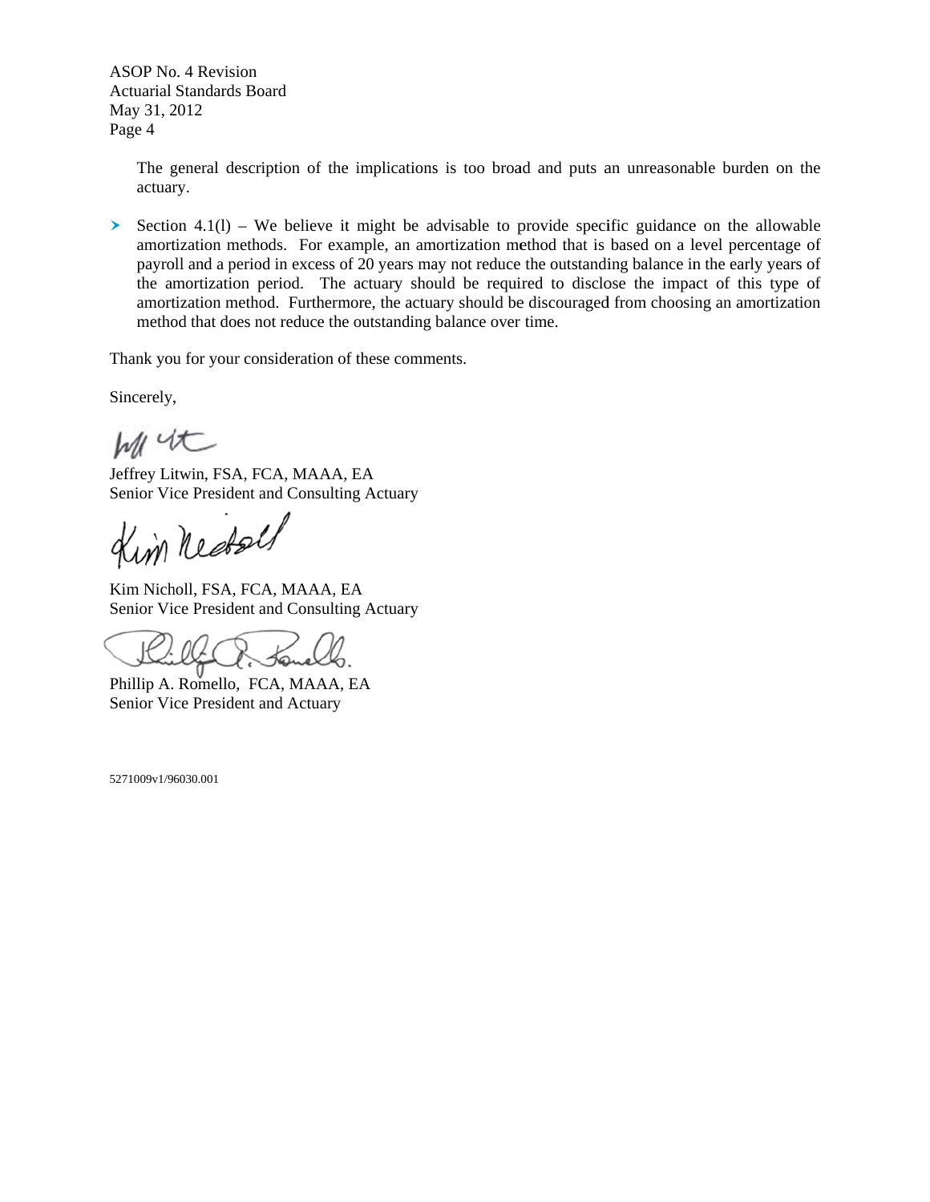The general description of the implications is too broad and puts an unreasonable burden on the actuary.

- Section 4.1(l) – We believe it might be advisable to provide specific guidance on the allowable amortization methods. For example, an amortization method that is based on a level percentage of payroll and a period in excess of 20 years may not reduce the outstanding balance in the early years of the amortization period. The actuary should be required to disclose the impact of this type of amortization method. Furthermore, the actuary should be discouraged from choosing an amortization method that does not reduce the outstanding balance over time.

Thank you for your consideration of these comments.

Sincerely,

Jeffrey Litwin, FSA, FCA, MAAA, EA
Senior Vice President and Consulting Actuary

Kim Nicholl, FSA, FCA, MAAA, EA
Senior Vice President and Consulting Actuary

Phillip A. Romello, FCA, MAAA, EA
Senior Vice President and Actuary

5271009v1/96030.001